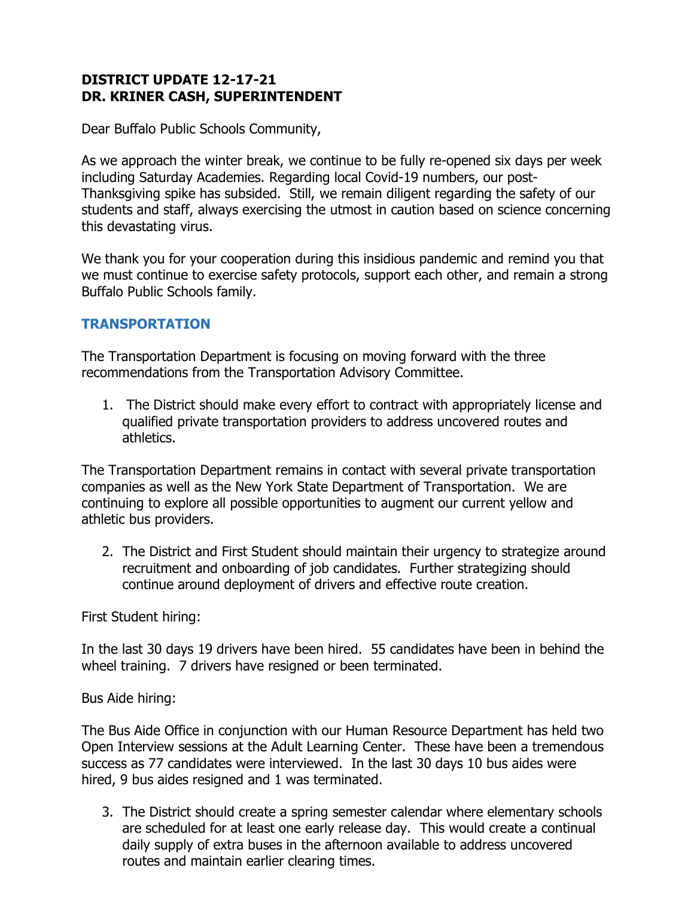**DISTRICT UPDATE 12-17-21**
**DR. KRINER CASH, SUPERINTENDENT**

Dear Buffalo Public Schools Community,

As we approach the winter break, we continue to be fully re-opened six days per week including Saturday Academies. Regarding local Covid-19 numbers, our post-Thanksgiving spike has subsided. Still, we remain diligent regarding the safety of our students and staff, always exercising the utmost in caution based on science concerning this devastating virus.

We thank you for your cooperation during this insidious pandemic and remind you that we must continue to exercise safety protocols, support each other, and remain a strong Buffalo Public Schools family.

## TRANSPORTATION

The Transportation Department is focusing on moving forward with the three recommendations from the Transportation Advisory Committee.

1. The District should make every effort to contract with appropriately license and qualified private transportation providers to address uncovered routes and athletics.

The Transportation Department remains in contact with several private transportation companies as well as the New York State Department of Transportation. We are continuing to explore all possible opportunities to augment our current yellow and athletic bus providers.

2. The District and First Student should maintain their urgency to strategize around recruitment and onboarding of job candidates. Further strategizing should continue around deployment of drivers and effective route creation.

First Student hiring:

In the last 30 days 19 drivers have been hired. 55 candidates have been in behind the wheel training. 7 drivers have resigned or been terminated.

Bus Aide hiring:

The Bus Aide Office in conjunction with our Human Resource Department has held two Open Interview sessions at the Adult Learning Center. These have been a tremendous success as 77 candidates were interviewed. In the last 30 days 10 bus aides were hired, 9 bus aides resigned and 1 was terminated.

3. The District should create a spring semester calendar where elementary schools are scheduled for at least one early release day. This would create a continual daily supply of extra buses in the afternoon available to address uncovered routes and maintain earlier clearing times.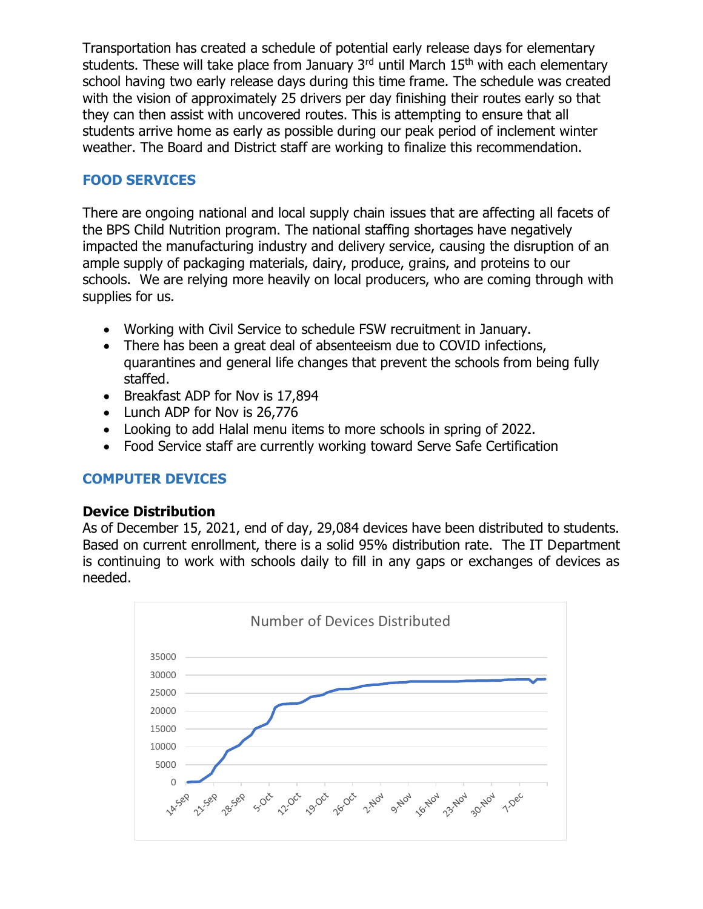Transportation has created a schedule of potential early release days for elementary students. These will take place from January 3rd until March 15th with each elementary school having two early release days during this time frame. The schedule was created with the vision of approximately 25 drivers per day finishing their routes early so that they can then assist with uncovered routes. This is attempting to ensure that all students arrive home as early as possible during our peak period of inclement winter weather. The Board and District staff are working to finalize this recommendation.

## FOOD SERVICES

There are ongoing national and local supply chain issues that are affecting all facets of the BPS Child Nutrition program. The national staffing shortages have negatively impacted the manufacturing industry and delivery service, causing the disruption of an ample supply of packaging materials, dairy, produce, grains, and proteins to our schools. We are relying more heavily on local producers, who are coming through with supplies for us.

- Working with Civil Service to schedule FSW recruitment in January.
- There has been a great deal of absenteeism due to COVID infections, quarantines and general life changes that prevent the schools from being fully staffed.
- Breakfast ADP for Nov is 17,894
- Lunch ADP for Nov is 26,776
- Looking to add Halal menu items to more schools in spring of 2022.
- Food Service staff are currently working toward Serve Safe Certification

## COMPUTER DEVICES

### Device Distribution

As of December 15, 2021, end of day, 29,084 devices have been distributed to students. Based on current enrollment, there is a solid 95% distribution rate. The IT Department is continuing to work with schools daily to fill in any gaps or exchanges of devices as needed.

Number of Devices Distributed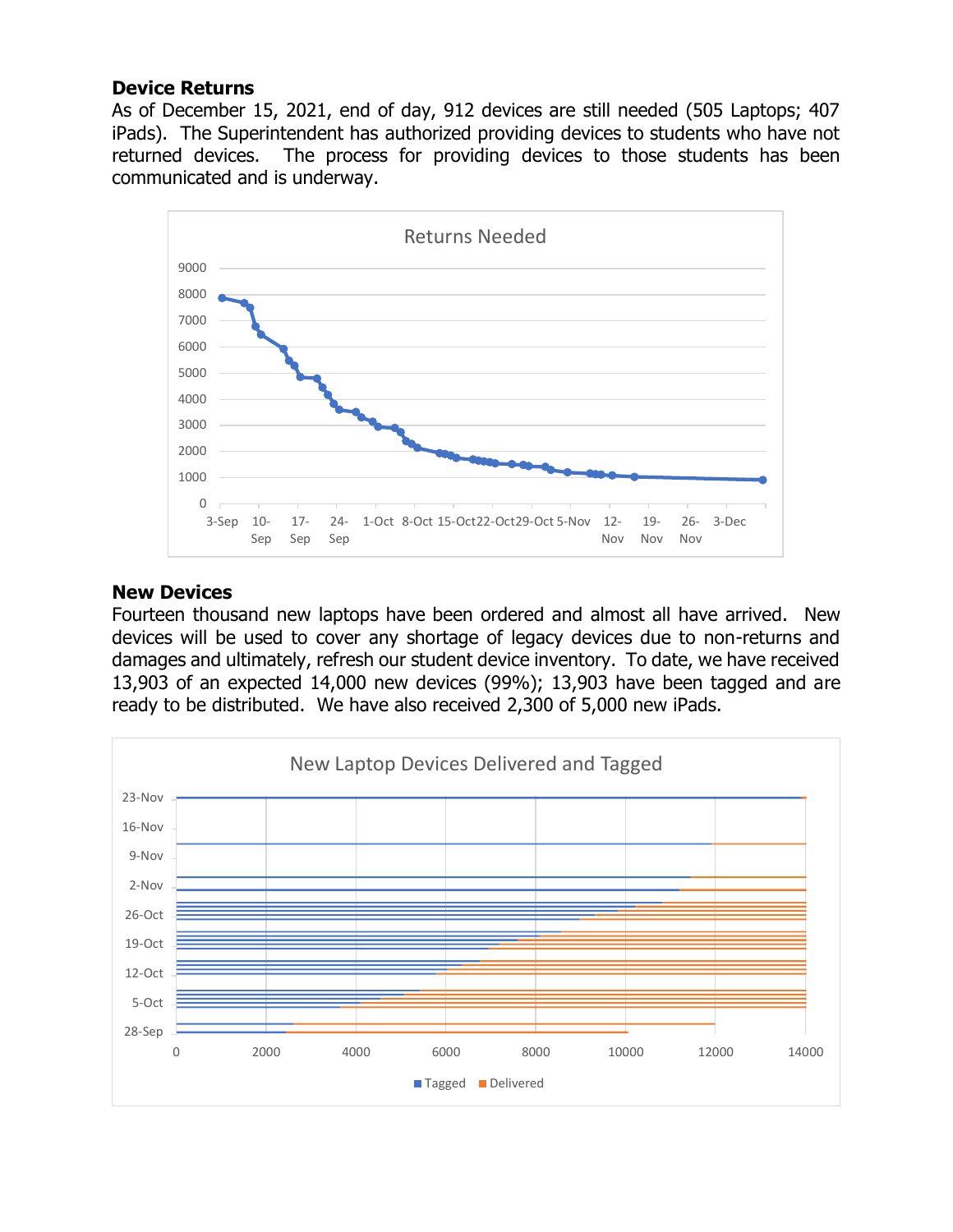## Device Returns

As of December 15, 2021, end of day, 912 devices are still needed (505 Laptops; 407 iPads). The Superintendent has authorized providing devices to students who have not returned devices. The process for providing devices to those students has been communicated and is underway.

## New Devices

Fourteen thousand new laptops have been ordered and almost all have arrived. New devices will be used to cover any shortage of legacy devices due to non-returns and damages and ultimately, refresh our student device inventory. To date, we have received 13,903 of an expected 14,000 new devices (99%); 13,903 have been tagged and are ready to be distributed. We have also received 2,300 of 5,000 new iPads.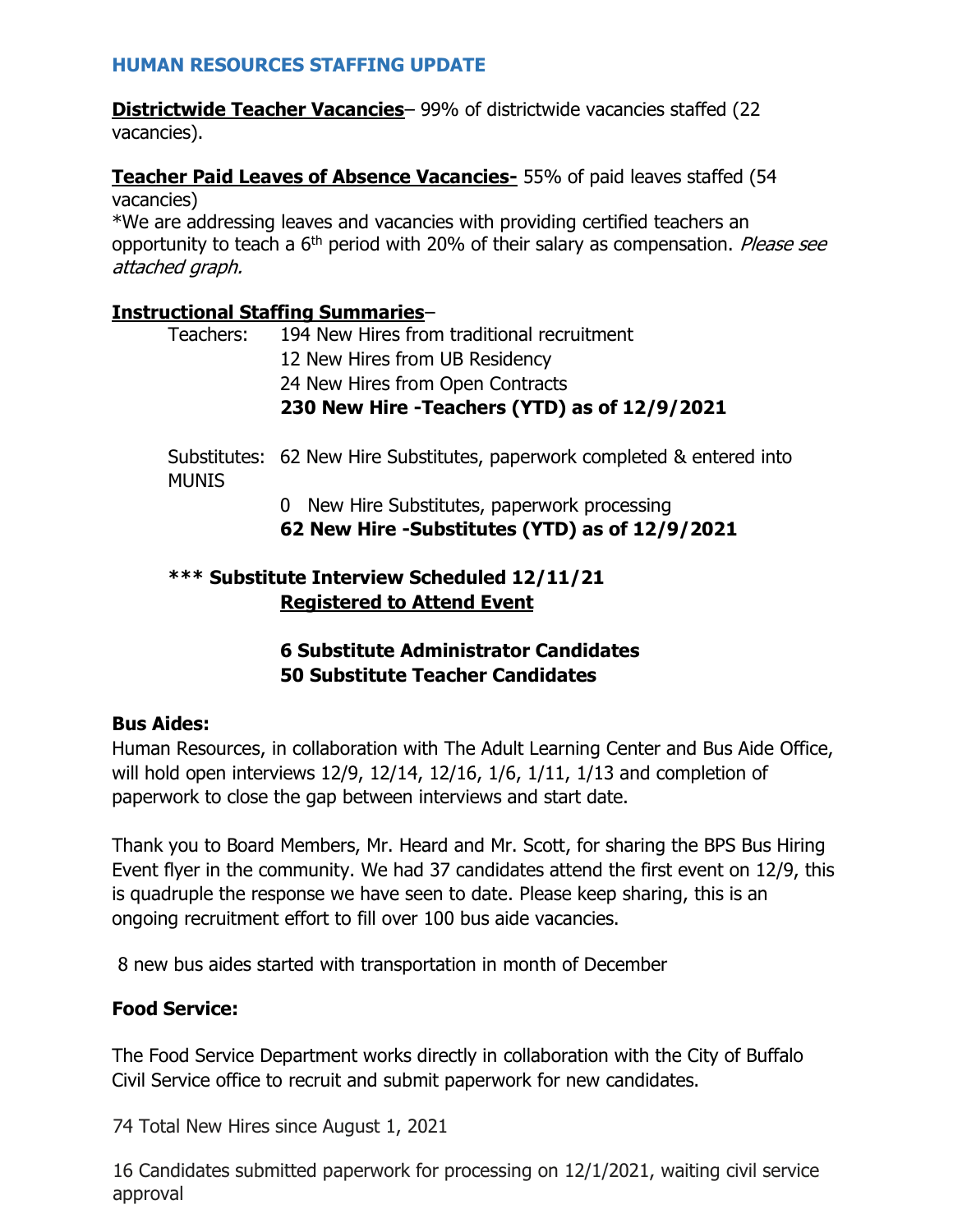## HUMAN RESOURCES STAFFING UPDATE

**<u>Districtwide Teacher Vacancies</u>**– 99% of districtwide vacancies staffed (22 vacancies).

**<u>Teacher Paid Leaves of Absence Vacancies-</u>** 55% of paid leaves staffed (54 vacancies)

*We are addressing leaves and vacancies with providing certified teachers an opportunity to teach a 6th period with 20% of their salary as compensation. *Please see attached graph.*

**<u>Instructional Staffing Summaries</u>**–

Teachers:
194 New Hires from traditional recruitment
12 New Hires from UB Residency
24 New Hires from Open Contracts
**230 New Hire -Teachers (YTD) as of 12/9/2021**

Substitutes:
62 New Hire Substitutes, paperwork completed & entered into MUNIS
0 New Hire Substitutes, paperwork processing
**62 New Hire -Substitutes (YTD) as of 12/9/2021**

**\*\*\* Substitute Interview Scheduled 12/11/21**
**<u>Registered to Attend Event</u>**

**6 Substitute Administrator Candidates**
**50 Substitute Teacher Candidates**

**Bus Aides:**

Human Resources, in collaboration with The Adult Learning Center and Bus Aide Office, will hold open interviews 12/9, 12/14, 12/16, 1/6, 1/11, 1/13 and completion of paperwork to close the gap between interviews and start date.

Thank you to Board Members, Mr. Heard and Mr. Scott, for sharing the BPS Bus Hiring Event flyer in the community. We had 37 candidates attend the first event on 12/9, this is quadruple the response we have seen to date. Please keep sharing, this is an ongoing recruitment effort to fill over 100 bus aide vacancies.

8 new bus aides started with transportation in month of December

**Food Service:**

The Food Service Department works directly in collaboration with the City of Buffalo Civil Service office to recruit and submit paperwork for new candidates.

74 Total New Hires since August 1, 2021

16 Candidates submitted paperwork for processing on 12/1/2021, waiting civil service approval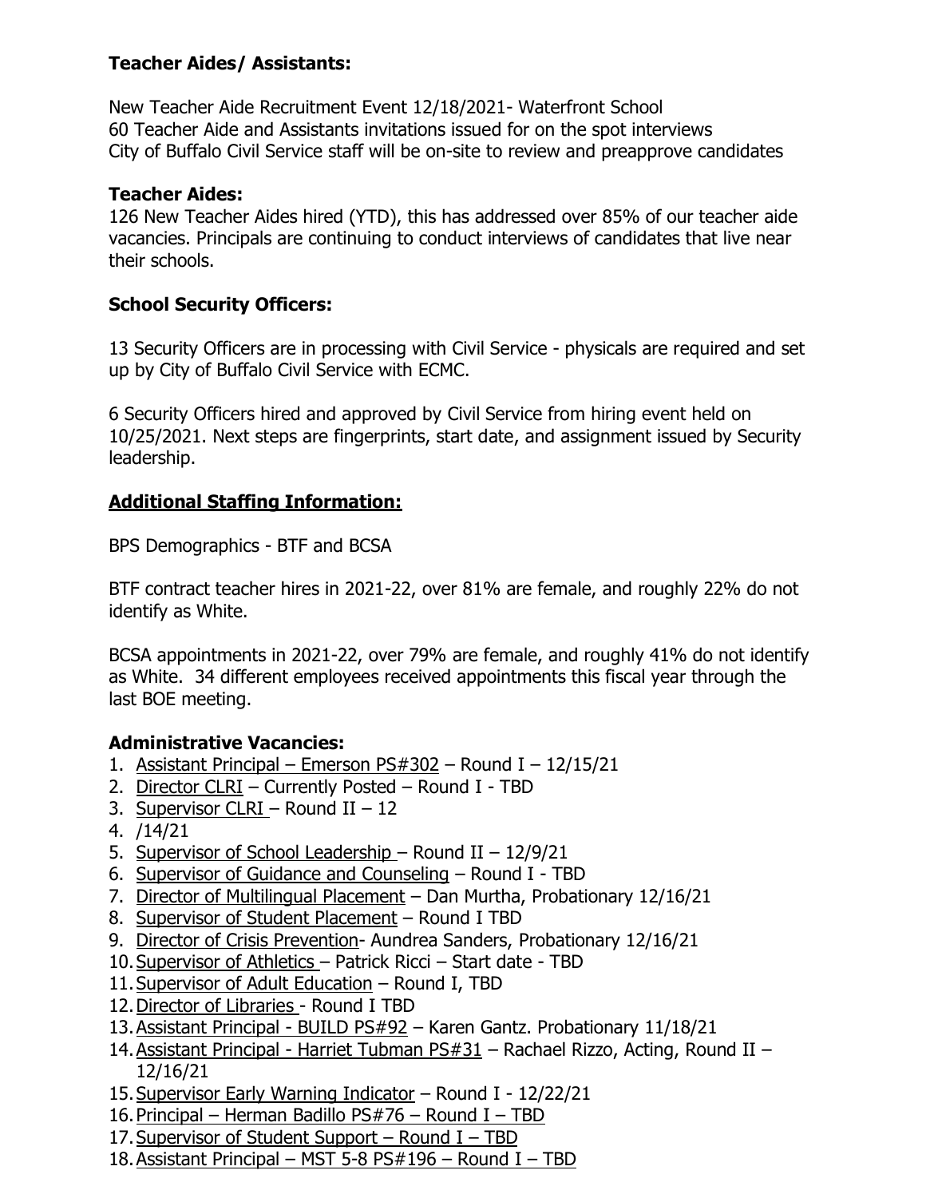**Teacher Aides/ Assistants:**

New Teacher Aide Recruitment Event 12/18/2021- Waterfront School
60 Teacher Aide and Assistants invitations issued for on the spot interviews
City of Buffalo Civil Service staff will be on-site to review and preapprove candidates

**Teacher Aides:**
126 New Teacher Aides hired (YTD), this has addressed over 85% of our teacher aide vacancies. Principals are continuing to conduct interviews of candidates that live near their schools.

**School Security Officers:**

13 Security Officers are in processing with Civil Service - physicals are required and set up by City of Buffalo Civil Service with ECMC.

6 Security Officers hired and approved by Civil Service from hiring event held on 10/25/2021. Next steps are fingerprints, start date, and assignment issued by Security leadership.

**Additional Staffing Information:**

BPS Demographics - BTF and BCSA

BTF contract teacher hires in 2021-22, over 81% are female, and roughly 22% do not identify as White.

BCSA appointments in 2021-22, over 79% are female, and roughly 41% do not identify as White. 34 different employees received appointments this fiscal year through the last BOE meeting.

**Administrative Vacancies:**

1. Assistant Principal – Emerson PS#302 – Round I – 12/15/21
2. Director CLRI – Currently Posted – Round I - TBD
3. Supervisor CLRI – Round II – 12
4. /14/21
5. Supervisor of School Leadership – Round II – 12/9/21
6. Supervisor of Guidance and Counseling – Round I - TBD
7. Director of Multilingual Placement – Dan Murtha, Probationary 12/16/21
8. Supervisor of Student Placement – Round I TBD
9. Director of Crisis Prevention- Aundrea Sanders, Probationary 12/16/21
10. Supervisor of Athletics – Patrick Ricci – Start date - TBD
11. Supervisor of Adult Education – Round I, TBD
12. Director of Libraries - Round I TBD
13. Assistant Principal - BUILD PS#92 – Karen Gantz. Probationary 11/18/21
14. Assistant Principal - Harriet Tubman PS#31 – Rachael Rizzo, Acting, Round II – 12/16/21
15. Supervisor Early Warning Indicator – Round I - 12/22/21
16. Principal – Herman Badillo PS#76 – Round I – TBD
17. Supervisor of Student Support – Round I – TBD
18. Assistant Principal – MST 5-8 PS#196 – Round I – TBD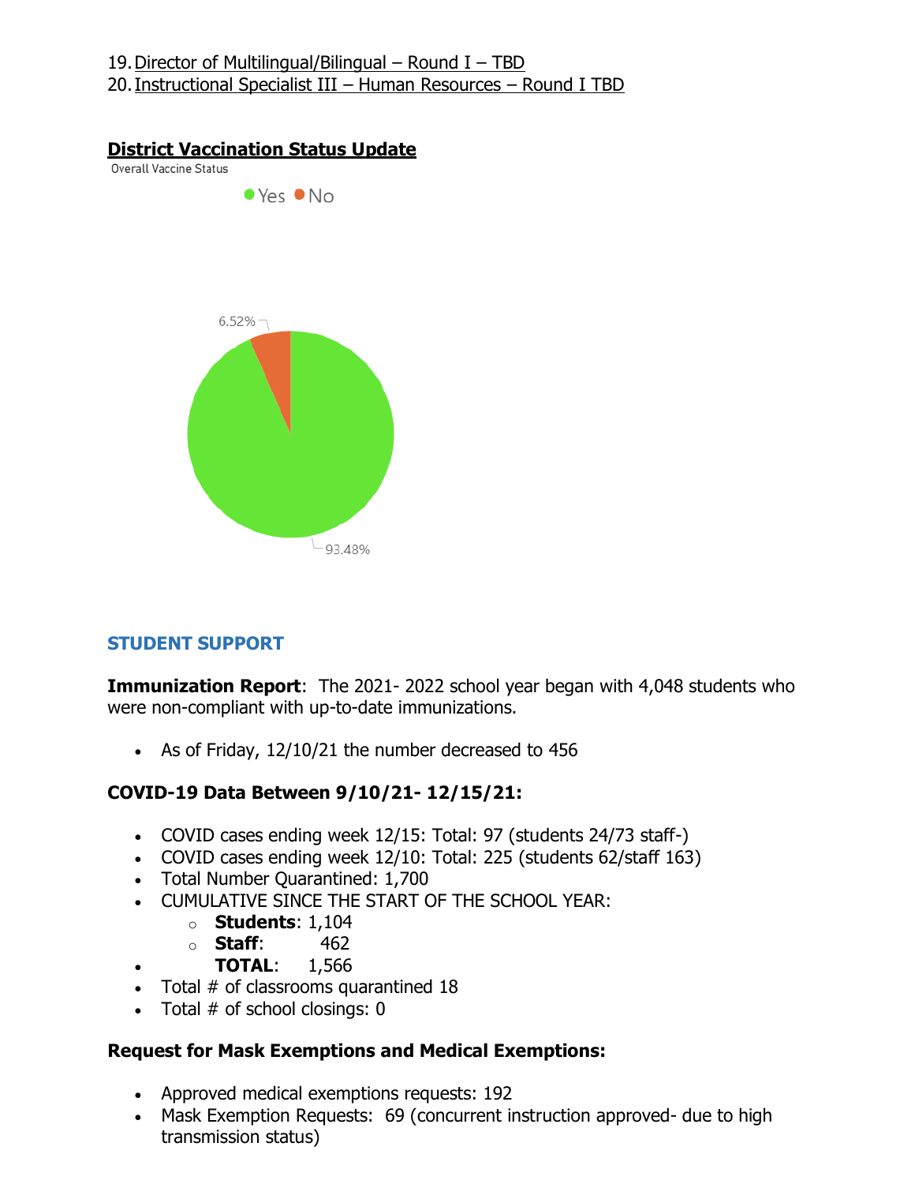19. Director of Multilingual/Bilingual – Round I – TBD
20. Instructional Specialist III – Human Resources – Round I TBD

## District Vaccination Status Update

Overall Vaccine Status

Yes No

6.52%

93.48%

## STUDENT SUPPORT

**Immunization Report**: The 2021- 2022 school year began with 4,048 students who were non-compliant with up-to-date immunizations.

- As of Friday, 12/10/21 the number decreased to 456

### COVID-19 Data Between 9/10/21- 12/15/21:

- COVID cases ending week 12/15: Total: 97 (students 24/73 staff-)
- COVID cases ending week 12/10: Total: 225 (students 62/staff 163)
- Total Number Quarantined: 1,700
- CUMULATIVE SINCE THE START OF THE SCHOOL YEAR:
  - **Students**: 1,104
  - **Staff**: 462
- **TOTAL**: 1,566
- Total # of classrooms quarantined 18
- Total # of school closings: 0

### Request for Mask Exemptions and Medical Exemptions:

- Approved medical exemptions requests: 192
- Mask Exemption Requests: 69 (concurrent instruction approved- due to high transmission status)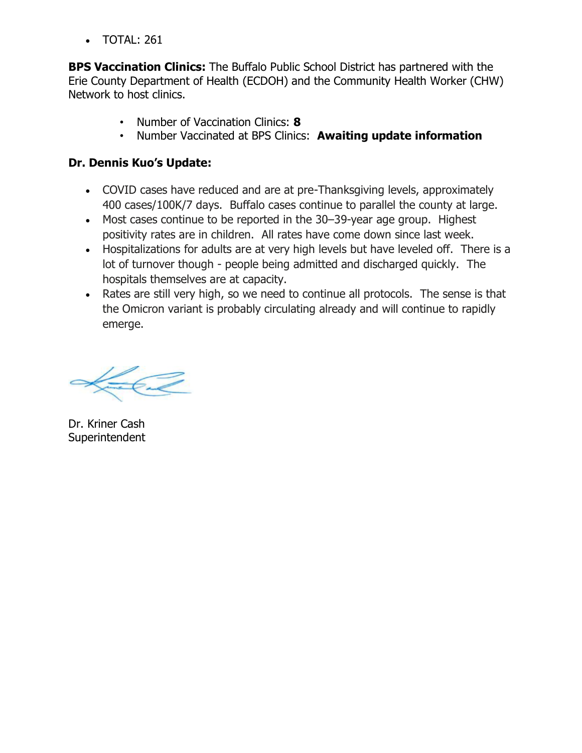- TOTAL: 261

**BPS Vaccination Clinics:** The Buffalo Public School District has partnered with the Erie County Department of Health (ECDOH) and the Community Health Worker (CHW) Network to host clinics.

- Number of Vaccination Clinics: **8**
- Number Vaccinated at BPS Clinics: **Awaiting update information**

**Dr. Dennis Kuo's Update:**

- COVID cases have reduced and are at pre-Thanksgiving levels, approximately 400 cases/100K/7 days. Buffalo cases continue to parallel the county at large.
- Most cases continue to be reported in the 30–39-year age group. Highest positivity rates are in children. All rates have come down since last week.
- Hospitalizations for adults are at very high levels but have leveled off. There is a lot of turnover though - people being admitted and discharged quickly. The hospitals themselves are at capacity.
- Rates are still very high, so we need to continue all protocols. The sense is that the Omicron variant is probably circulating already and will continue to rapidly emerge.

Dr. Kriner Cash
Superintendent